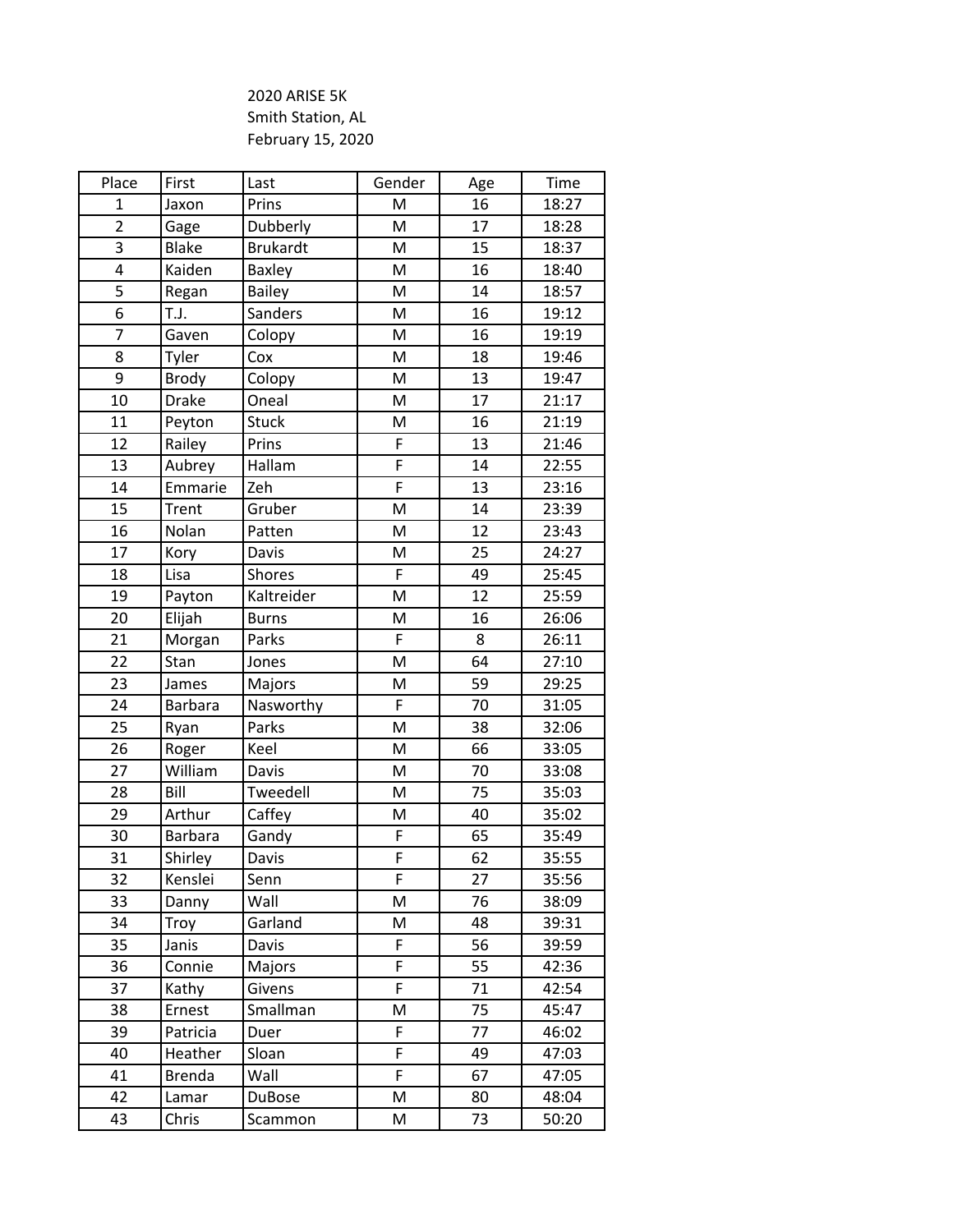2020 ARISE 5K
Smith Station, AL
February 15, 2020

| Place | First | Last | Gender | Age | Time |
| --- | --- | --- | --- | --- | --- |
| 1 | Jaxon | Prins | M | 16 | 18:27 |
| 2 | Gage | Dubberly | M | 17 | 18:28 |
| 3 | Blake | Brukardt | M | 15 | 18:37 |
| 4 | Kaiden | Baxley | M | 16 | 18:40 |
| 5 | Regan | Bailey | M | 14 | 18:57 |
| 6 | T.J. | Sanders | M | 16 | 19:12 |
| 7 | Gaven | Colopy | M | 16 | 19:19 |
| 8 | Tyler | Cox | M | 18 | 19:46 |
| 9 | Brody | Colopy | M | 13 | 19:47 |
| 10 | Drake | Oneal | M | 17 | 21:17 |
| 11 | Peyton | Stuck | M | 16 | 21:19 |
| 12 | Railey | Prins | F | 13 | 21:46 |
| 13 | Aubrey | Hallam | F | 14 | 22:55 |
| 14 | Emmarie | Zeh | F | 13 | 23:16 |
| 15 | Trent | Gruber | M | 14 | 23:39 |
| 16 | Nolan | Patten | M | 12 | 23:43 |
| 17 | Kory | Davis | M | 25 | 24:27 |
| 18 | Lisa | Shores | F | 49 | 25:45 |
| 19 | Payton | Kaltreider | M | 12 | 25:59 |
| 20 | Elijah | Burns | M | 16 | 26:06 |
| 21 | Morgan | Parks | F | 8 | 26:11 |
| 22 | Stan | Jones | M | 64 | 27:10 |
| 23 | James | Majors | M | 59 | 29:25 |
| 24 | Barbara | Nasworthy | F | 70 | 31:05 |
| 25 | Ryan | Parks | M | 38 | 32:06 |
| 26 | Roger | Keel | M | 66 | 33:05 |
| 27 | William | Davis | M | 70 | 33:08 |
| 28 | Bill | Tweedell | M | 75 | 35:03 |
| 29 | Arthur | Caffey | M | 40 | 35:02 |
| 30 | Barbara | Gandy | F | 65 | 35:49 |
| 31 | Shirley | Davis | F | 62 | 35:55 |
| 32 | Kenslei | Senn | F | 27 | 35:56 |
| 33 | Danny | Wall | M | 76 | 38:09 |
| 34 | Troy | Garland | M | 48 | 39:31 |
| 35 | Janis | Davis | F | 56 | 39:59 |
| 36 | Connie | Majors | F | 55 | 42:36 |
| 37 | Kathy | Givens | F | 71 | 42:54 |
| 38 | Ernest | Smallman | M | 75 | 45:47 |
| 39 | Patricia | Duer | F | 77 | 46:02 |
| 40 | Heather | Sloan | F | 49 | 47:03 |
| 41 | Brenda | Wall | F | 67 | 47:05 |
| 42 | Lamar | DuBose | M | 80 | 48:04 |
| 43 | Chris | Scammon | M | 73 | 50:20 |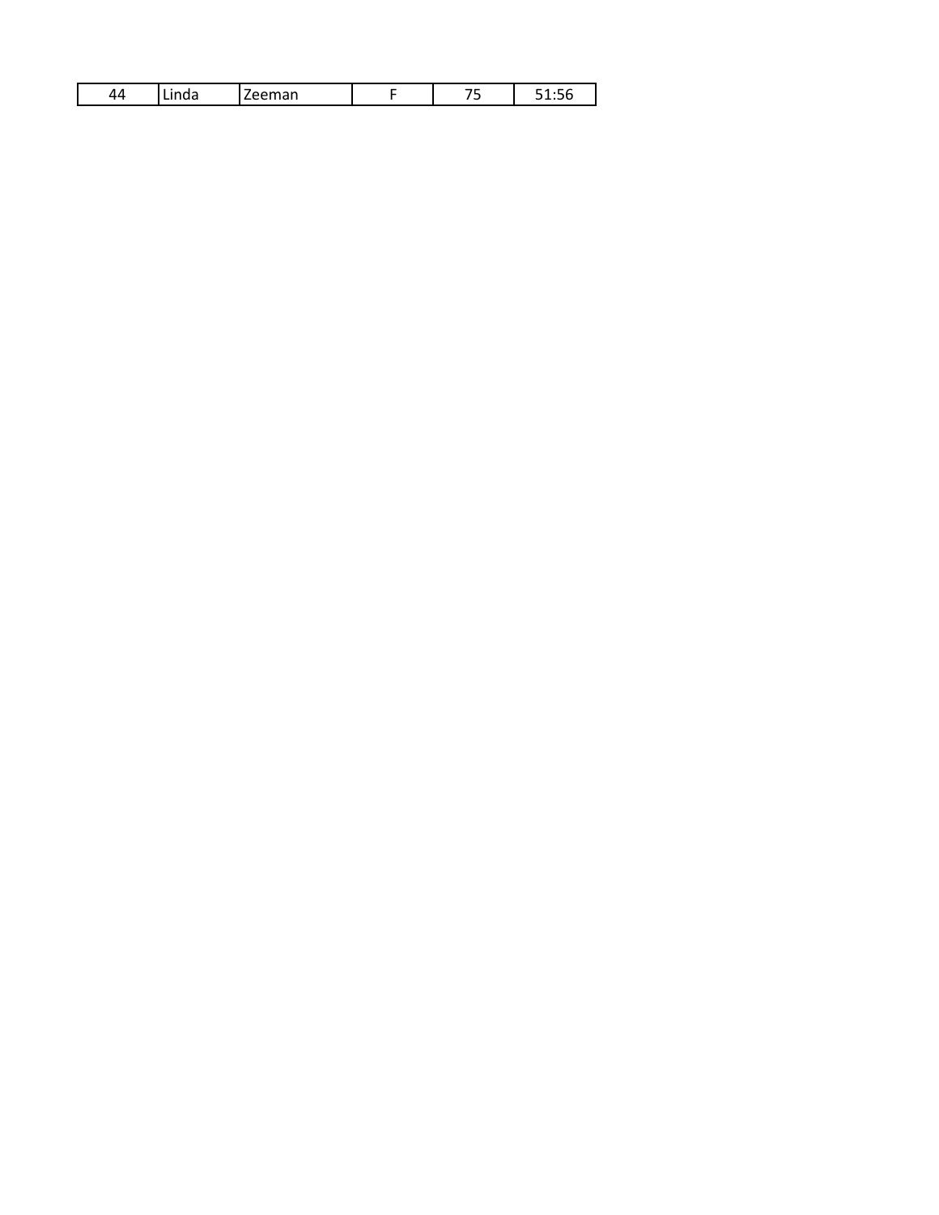| | | | | | |
|---|---|---|---|---|---|
| 44 | Linda | Zeeman | F | 75 | 51:56 |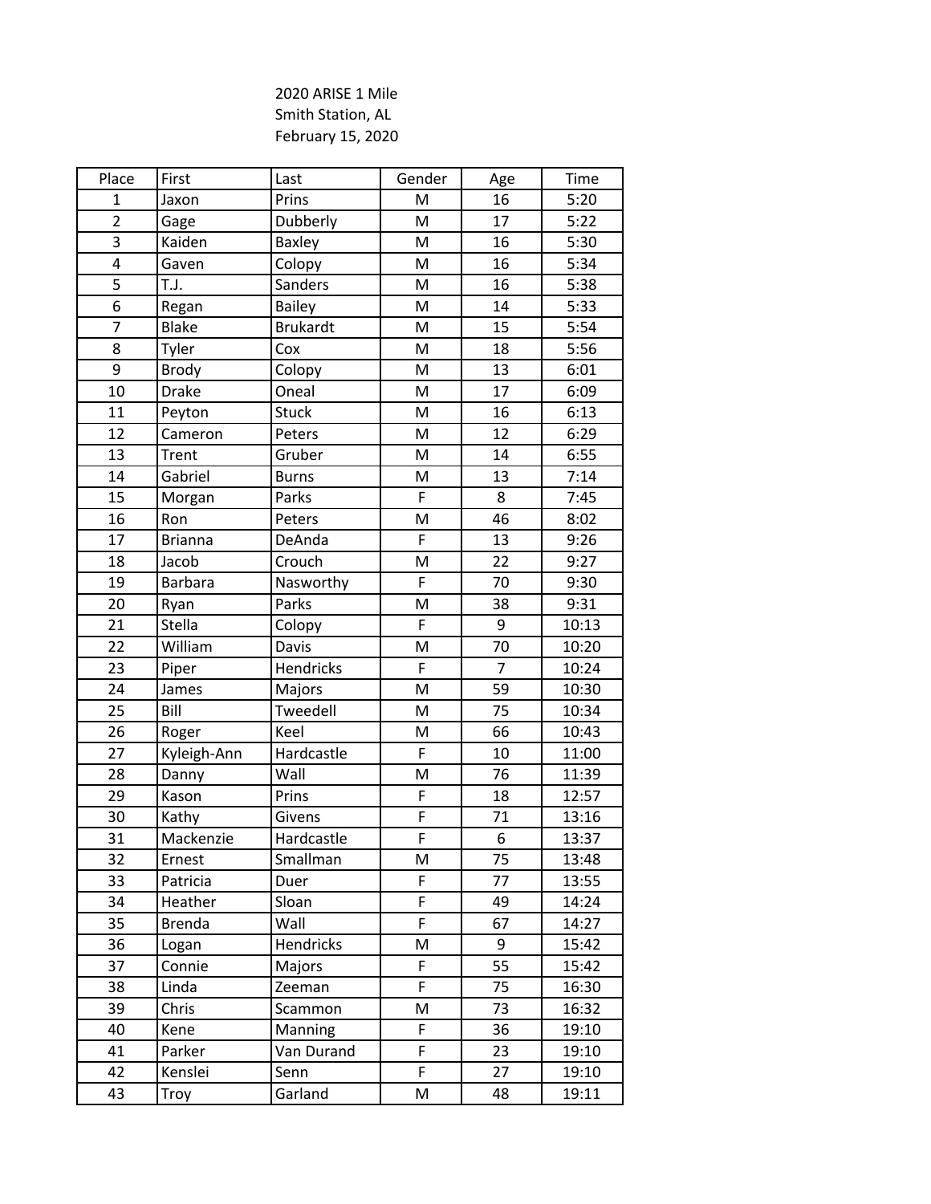2020 ARISE 1 Mile
Smith Station, AL
February 15, 2020

| Place | First | Last | Gender | Age | Time |
|---|---|---|---|---|---|
| 1 | Jaxon | Prins | M | 16 | 5:20 |
| 2 | Gage | Dubberly | M | 17 | 5:22 |
| 3 | Kaiden | Baxley | M | 16 | 5:30 |
| 4 | Gaven | Colopy | M | 16 | 5:34 |
| 5 | T.J. | Sanders | M | 16 | 5:38 |
| 6 | Regan | Bailey | M | 14 | 5:33 |
| 7 | Blake | Brukardt | M | 15 | 5:54 |
| 8 | Tyler | Cox | M | 18 | 5:56 |
| 9 | Brody | Colopy | M | 13 | 6:01 |
| 10 | Drake | Oneal | M | 17 | 6:09 |
| 11 | Peyton | Stuck | M | 16 | 6:13 |
| 12 | Cameron | Peters | M | 12 | 6:29 |
| 13 | Trent | Gruber | M | 14 | 6:55 |
| 14 | Gabriel | Burns | M | 13 | 7:14 |
| 15 | Morgan | Parks | F | 8 | 7:45 |
| 16 | Ron | Peters | M | 46 | 8:02 |
| 17 | Brianna | DeAnda | F | 13 | 9:26 |
| 18 | Jacob | Crouch | M | 22 | 9:27 |
| 19 | Barbara | Nasworthy | F | 70 | 9:30 |
| 20 | Ryan | Parks | M | 38 | 9:31 |
| 21 | Stella | Colopy | F | 9 | 10:13 |
| 22 | William | Davis | M | 70 | 10:20 |
| 23 | Piper | Hendricks | F | 7 | 10:24 |
| 24 | James | Majors | M | 59 | 10:30 |
| 25 | Bill | Tweedell | M | 75 | 10:34 |
| 26 | Roger | Keel | M | 66 | 10:43 |
| 27 | Kyleigh-Ann | Hardcastle | F | 10 | 11:00 |
| 28 | Danny | Wall | M | 76 | 11:39 |
| 29 | Kason | Prins | F | 18 | 12:57 |
| 30 | Kathy | Givens | F | 71 | 13:16 |
| 31 | Mackenzie | Hardcastle | F | 6 | 13:37 |
| 32 | Ernest | Smallman | M | 75 | 13:48 |
| 33 | Patricia | Duer | F | 77 | 13:55 |
| 34 | Heather | Sloan | F | 49 | 14:24 |
| 35 | Brenda | Wall | F | 67 | 14:27 |
| 36 | Logan | Hendricks | M | 9 | 15:42 |
| 37 | Connie | Majors | F | 55 | 15:42 |
| 38 | Linda | Zeeman | F | 75 | 16:30 |
| 39 | Chris | Scammon | M | 73 | 16:32 |
| 40 | Kene | Manning | F | 36 | 19:10 |
| 41 | Parker | Van Durand | F | 23 | 19:10 |
| 42 | Kenslei | Senn | F | 27 | 19:10 |
| 43 | Troy | Garland | M | 48 | 19:11 |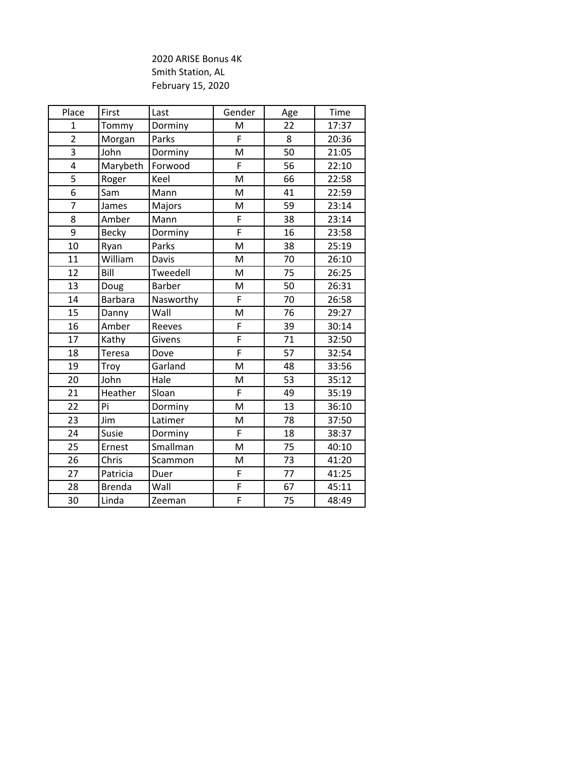2020 ARISE Bonus 4K
Smith Station, AL
February 15, 2020

| Place | First | Last | Gender | Age | Time |
|---|---|---|---|---|---|
| 1 | Tommy | Dorminy | M | 22 | 17:37 |
| 2 | Morgan | Parks | F | 8 | 20:36 |
| 3 | John | Dorminy | M | 50 | 21:05 |
| 4 | Marybeth | Forwood | F | 56 | 22:10 |
| 5 | Roger | Keel | M | 66 | 22:58 |
| 6 | Sam | Mann | M | 41 | 22:59 |
| 7 | James | Majors | M | 59 | 23:14 |
| 8 | Amber | Mann | F | 38 | 23:14 |
| 9 | Becky | Dorminy | F | 16 | 23:58 |
| 10 | Ryan | Parks | M | 38 | 25:19 |
| 11 | William | Davis | M | 70 | 26:10 |
| 12 | Bill | Tweedell | M | 75 | 26:25 |
| 13 | Doug | Barber | M | 50 | 26:31 |
| 14 | Barbara | Nasworthy | F | 70 | 26:58 |
| 15 | Danny | Wall | M | 76 | 29:27 |
| 16 | Amber | Reeves | F | 39 | 30:14 |
| 17 | Kathy | Givens | F | 71 | 32:50 |
| 18 | Teresa | Dove | F | 57 | 32:54 |
| 19 | Troy | Garland | M | 48 | 33:56 |
| 20 | John | Hale | M | 53 | 35:12 |
| 21 | Heather | Sloan | F | 49 | 35:19 |
| 22 | Pi | Dorminy | M | 13 | 36:10 |
| 23 | Jim | Latimer | M | 78 | 37:50 |
| 24 | Susie | Dorminy | F | 18 | 38:37 |
| 25 | Ernest | Smallman | M | 75 | 40:10 |
| 26 | Chris | Scammon | M | 73 | 41:20 |
| 27 | Patricia | Duer | F | 77 | 41:25 |
| 28 | Brenda | Wall | F | 67 | 45:11 |
| 30 | Linda | Zeeman | F | 75 | 48:49 |